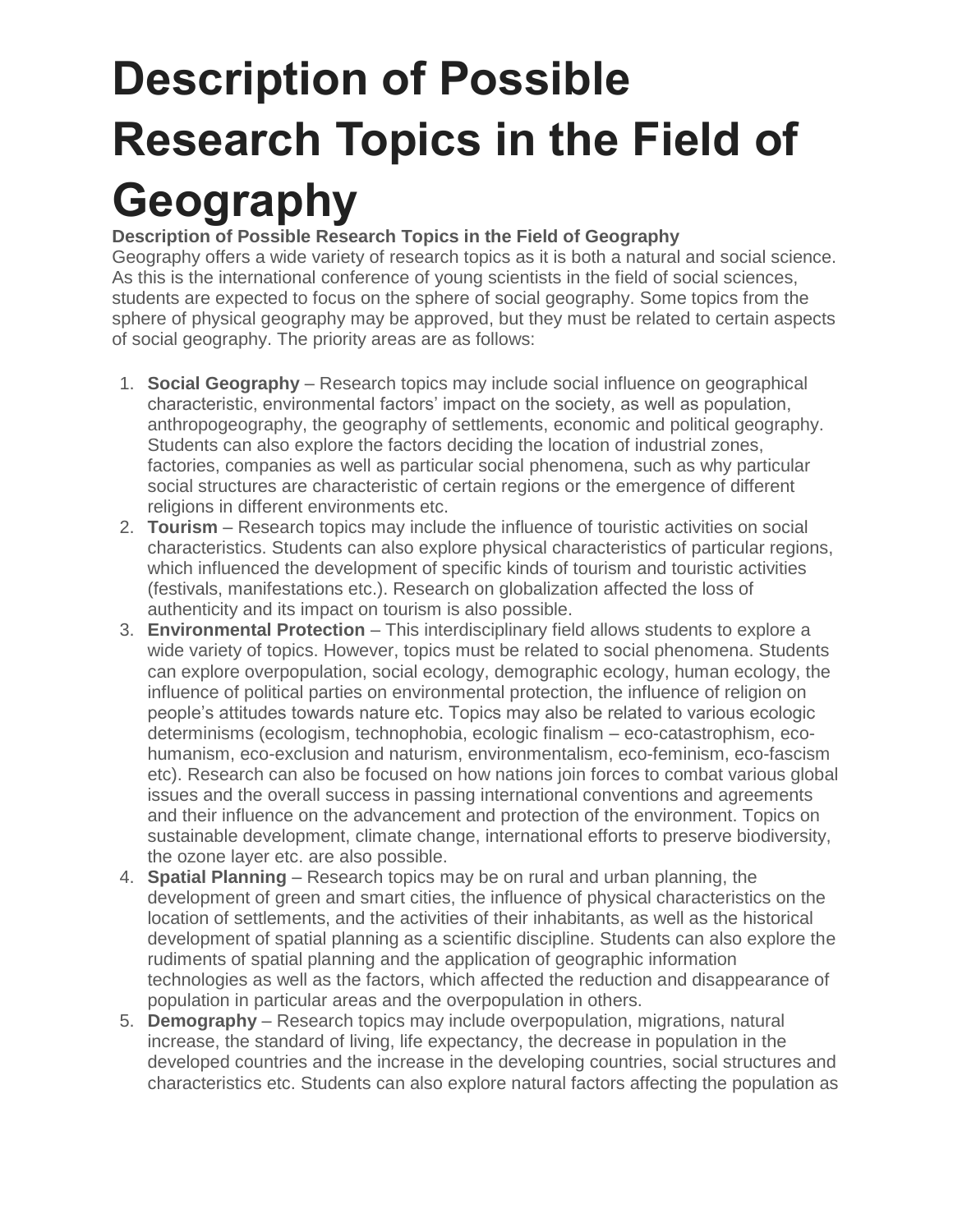# Description of Possible Research Topics in the Field of Geography

**Description of Possible Research Topics in the Field of Geography**

Geography offers a wide variety of research topics as it is both a natural and social science. As this is the international conference of young scientists in the field of social sciences, students are expected to focus on the sphere of social geography. Some topics from the sphere of physical geography may be approved, but they must be related to certain aspects of social geography. The priority areas are as follows:

1. **Social Geography** – Research topics may include social influence on geographical characteristic, environmental factors' impact on the society, as well as population, anthropogeography, the geography of settlements, economic and political geography. Students can also explore the factors deciding the location of industrial zones, factories, companies as well as particular social phenomena, such as why particular social structures are characteristic of certain regions or the emergence of different religions in different environments etc.
2. **Tourism** – Research topics may include the influence of touristic activities on social characteristics. Students can also explore physical characteristics of particular regions, which influenced the development of specific kinds of tourism and touristic activities (festivals, manifestations etc.). Research on globalization affected the loss of authenticity and its impact on tourism is also possible.
3. **Environmental Protection** – This interdisciplinary field allows students to explore a wide variety of topics. However, topics must be related to social phenomena. Students can explore overpopulation, social ecology, demographic ecology, human ecology, the influence of political parties on environmental protection, the influence of religion on people's attitudes towards nature etc. Topics may also be related to various ecologic determinisms (ecologism, technophobia, ecologic finalism – eco-catastrophism, eco-humanism, eco-exclusion and naturism, environmentalism, eco-feminism, eco-fascism etc). Research can also be focused on how nations join forces to combat various global issues and the overall success in passing international conventions and agreements and their influence on the advancement and protection of the environment. Topics on sustainable development, climate change, international efforts to preserve biodiversity, the ozone layer etc. are also possible.
4. **Spatial Planning** – Research topics may be on rural and urban planning, the development of green and smart cities, the influence of physical characteristics on the location of settlements, and the activities of their inhabitants, as well as the historical development of spatial planning as a scientific discipline. Students can also explore the rudiments of spatial planning and the application of geographic information technologies as well as the factors, which affected the reduction and disappearance of population in particular areas and the overpopulation in others.
5. **Demography** – Research topics may include overpopulation, migrations, natural increase, the standard of living, life expectancy, the decrease in population in the developed countries and the increase in the developing countries, social structures and characteristics etc. Students can also explore natural factors affecting the population as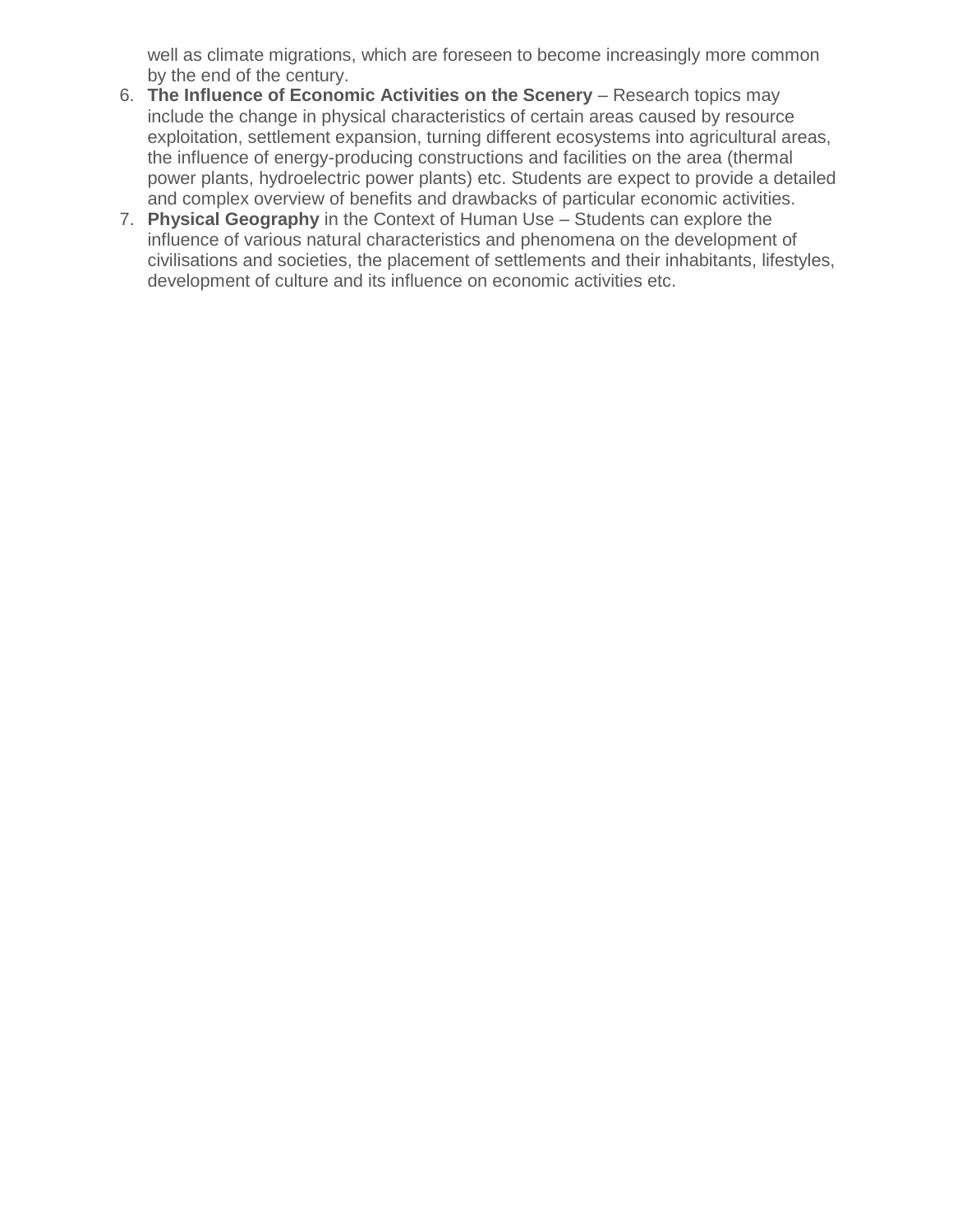well as climate migrations, which are foreseen to become increasingly more common by the end of the century.

6. **The Influence of Economic Activities on the Scenery** – Research topics may include the change in physical characteristics of certain areas caused by resource exploitation, settlement expansion, turning different ecosystems into agricultural areas, the influence of energy-producing constructions and facilities on the area (thermal power plants, hydroelectric power plants) etc. Students are expect to provide a detailed and complex overview of benefits and drawbacks of particular economic activities.
7. **Physical Geography** in the Context of Human Use – Students can explore the influence of various natural characteristics and phenomena on the development of civilisations and societies, the placement of settlements and their inhabitants, lifestyles, development of culture and its influence on economic activities etc.